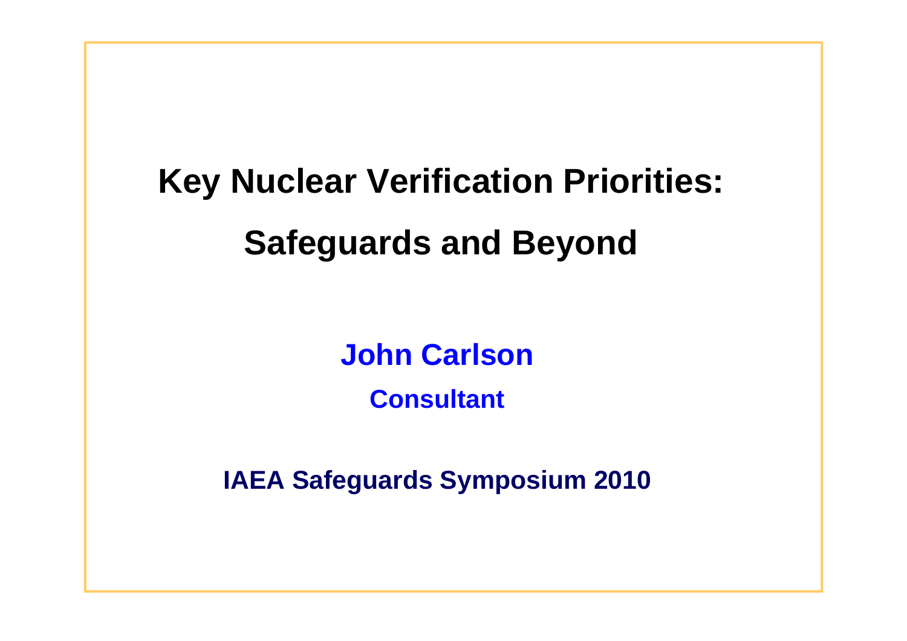# Key Nuclear Verification Priorities:

# Safeguards and Beyond

**John Carlson**

**Consultant**

**IAEA Safeguards Symposium 2010**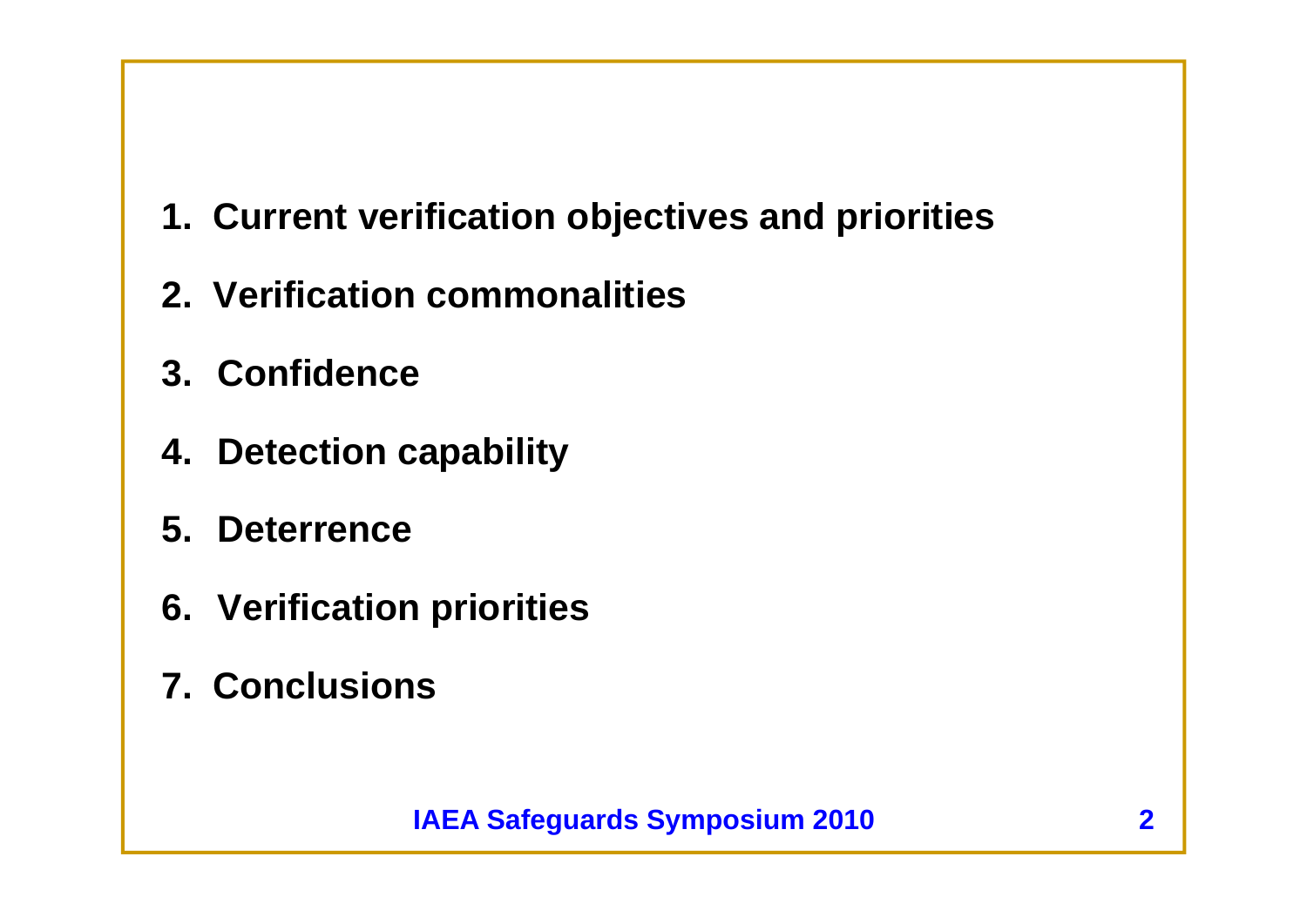1. **Current verification objectives and priorities**
2. **Verification commonalities**
3. **Confidence**
4. **Detection capability**
5. **Deterrence**
6. **Verification priorities**
7. **Conclusions**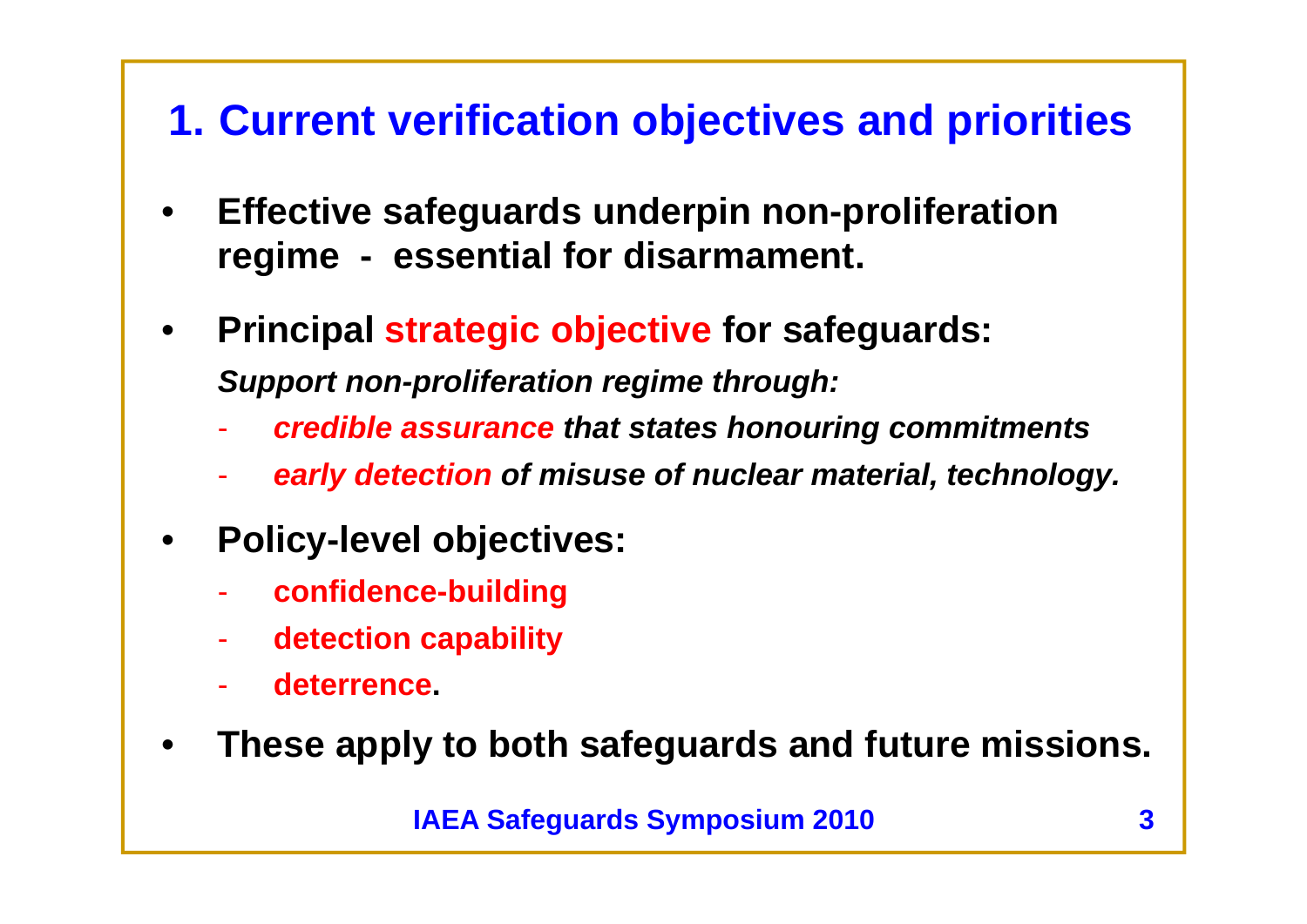# 1. Current verification objectives and priorities

- **Effective safeguards underpin non-proliferation regime - essential for disarmament.**
- **Principal strategic objective for safeguards:**

  ***Support non-proliferation regime through:***

  - ***credible assurance that states honouring commitments***
  - ***early detection of misuse of nuclear material, technology.***

- **Policy-level objectives:**
  - **confidence-building**
  - **detection capability**
  - **deterrence.**
- **These apply to both safeguards and future missions.**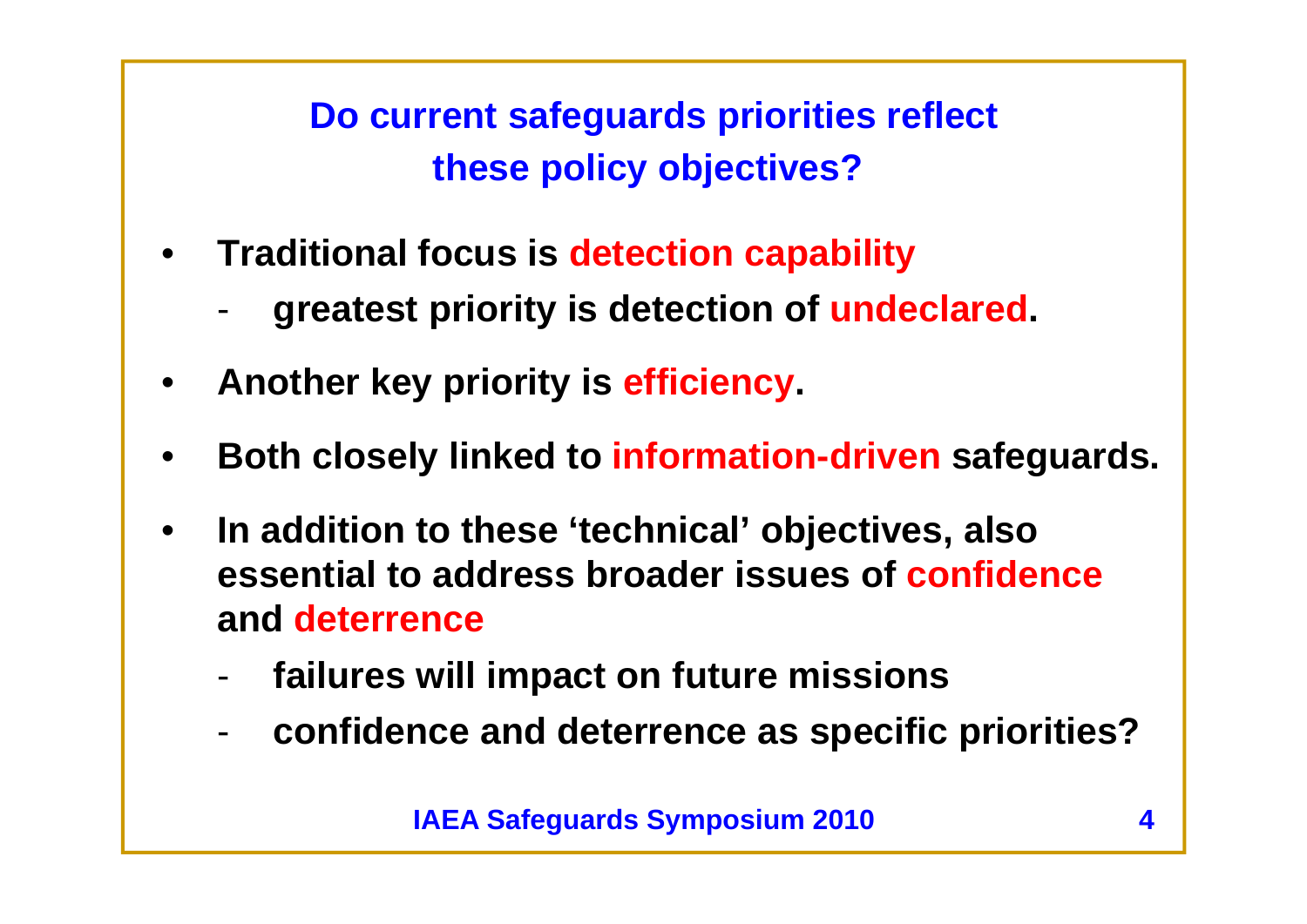## Do current safeguards priorities reflect these policy objectives?

- **Traditional focus is detection capability**
  - **greatest priority is detection of undeclared.**
- **Another key priority is efficiency.**
- **Both closely linked to information-driven safeguards.**
- **In addition to these 'technical' objectives, also essential to address broader issues of confidence and deterrence**
  - **failures will impact on future missions**
  - **confidence and deterrence as specific priorities?**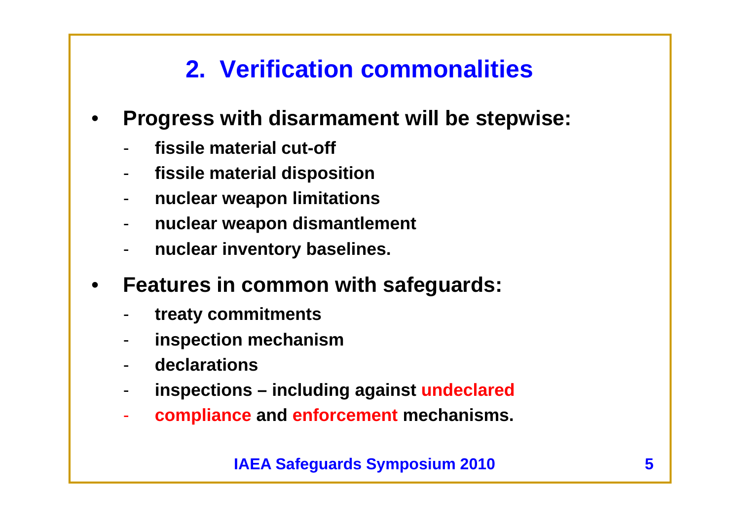## 2. Verification commonalities

- **Progress with disarmament will be stepwise:**
  - **fissile material cut-off**
  - **fissile material disposition**
  - **nuclear weapon limitations**
  - **nuclear weapon dismantlement**
  - **nuclear inventory baselines.**
- **Features in common with safeguards:**
  - **treaty commitments**
  - **inspection mechanism**
  - **declarations**
  - **inspections – including against undeclared**
  - **compliance and enforcement mechanisms.**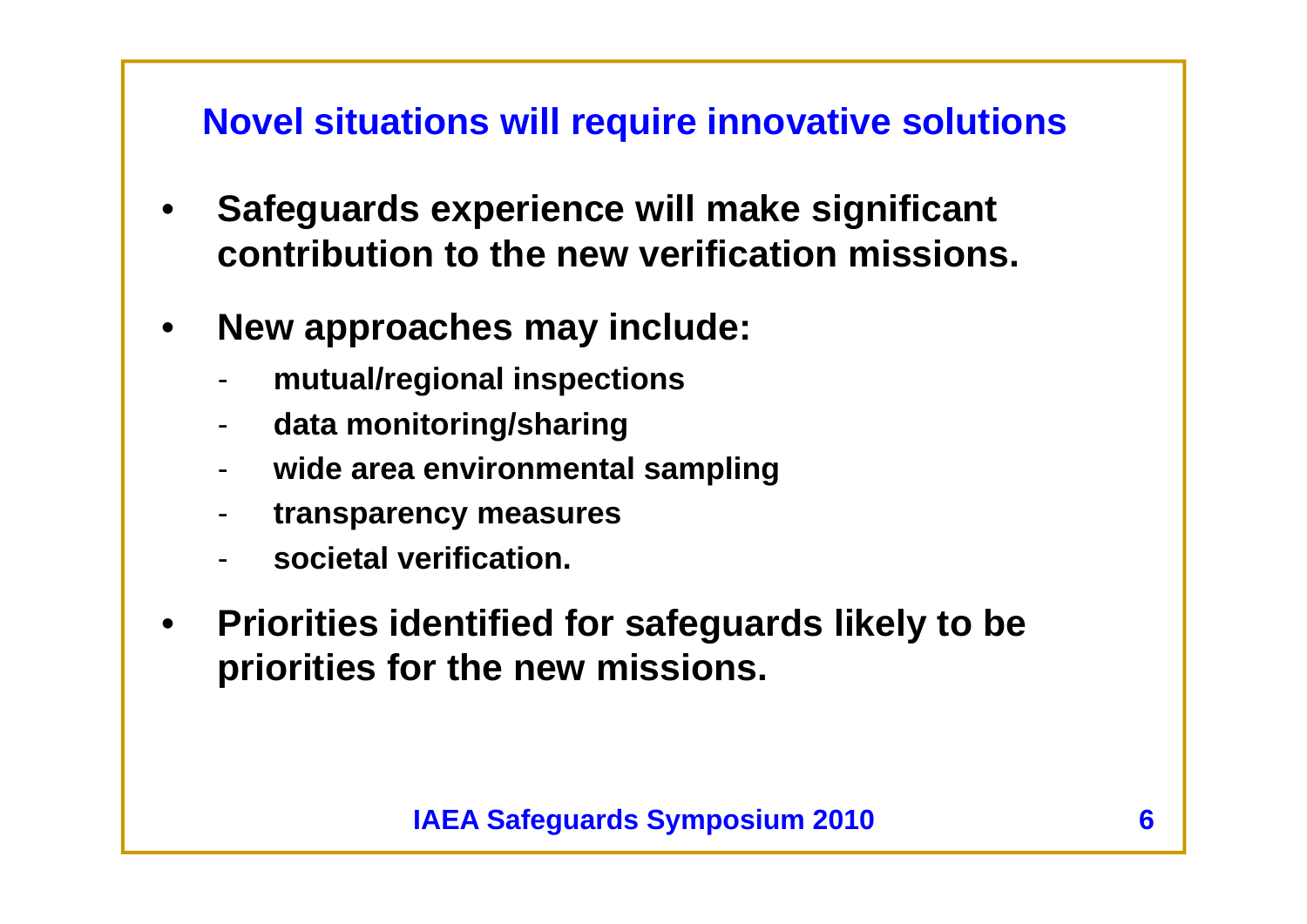## Novel situations will require innovative solutions

- **Safeguards experience will make significant contribution to the new verification missions.**
- **New approaches may include:**
  - **mutual/regional inspections**
  - **data monitoring/sharing**
  - **wide area environmental sampling**
  - **transparency measures**
  - **societal verification.**
- **Priorities identified for safeguards likely to be priorities for the new missions.**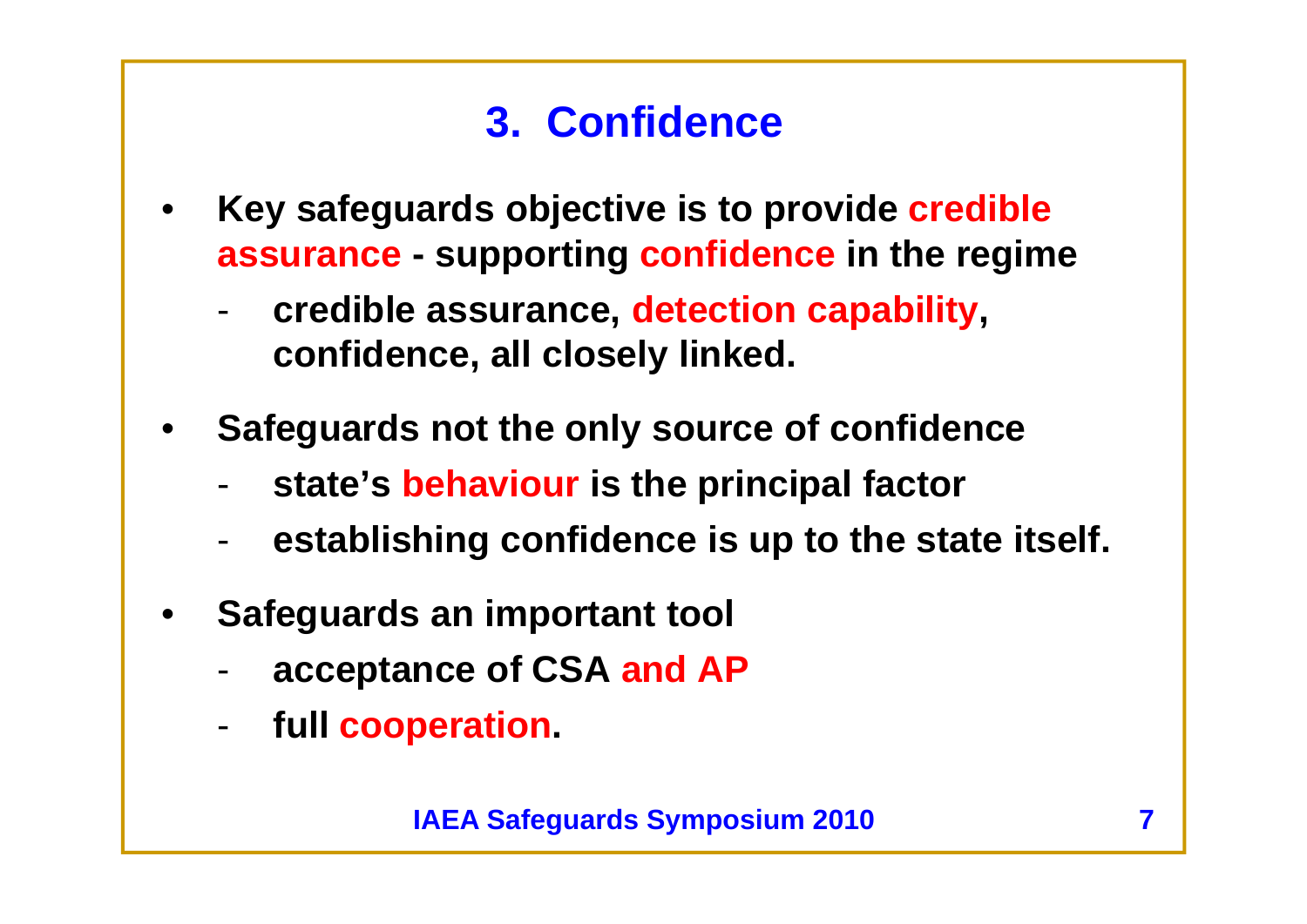# 3. Confidence

- Key safeguards objective is to provide credible assurance - supporting confidence in the regime
  - credible assurance, detection capability, confidence, all closely linked.
- Safeguards not the only source of confidence
  - state's behaviour is the principal factor
  - establishing confidence is up to the state itself.
- Safeguards an important tool
  - acceptance of CSA and AP
  - full cooperation.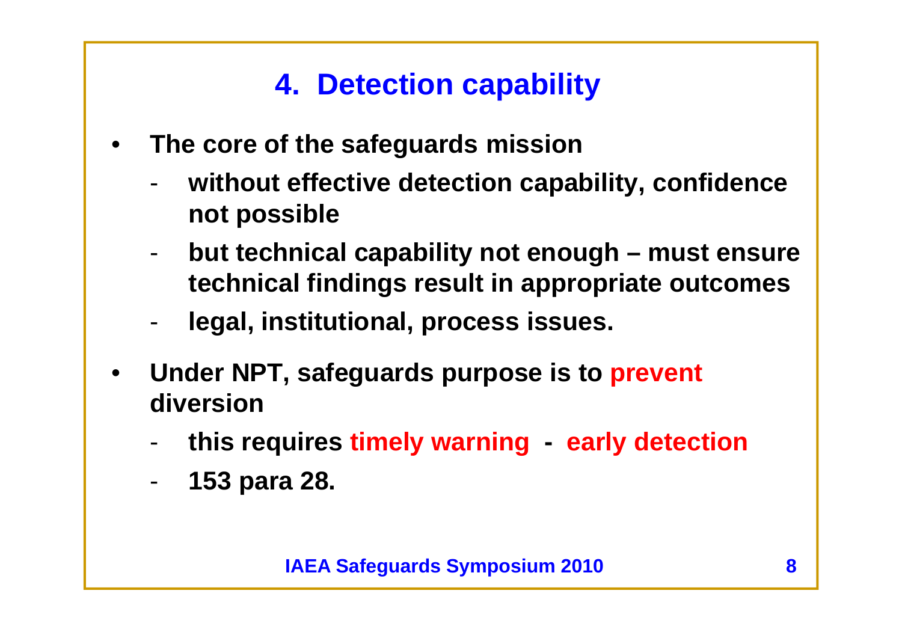## 4. Detection capability

- **The core of the safeguards mission**
  - **without effective detection capability, confidence not possible**
  - **but technical capability not enough – must ensure technical findings result in appropriate outcomes**
  - **legal, institutional, process issues.**
- **Under NPT, safeguards purpose is to prevent diversion**
  - **this requires timely warning - early detection**
  - **153 para 28.**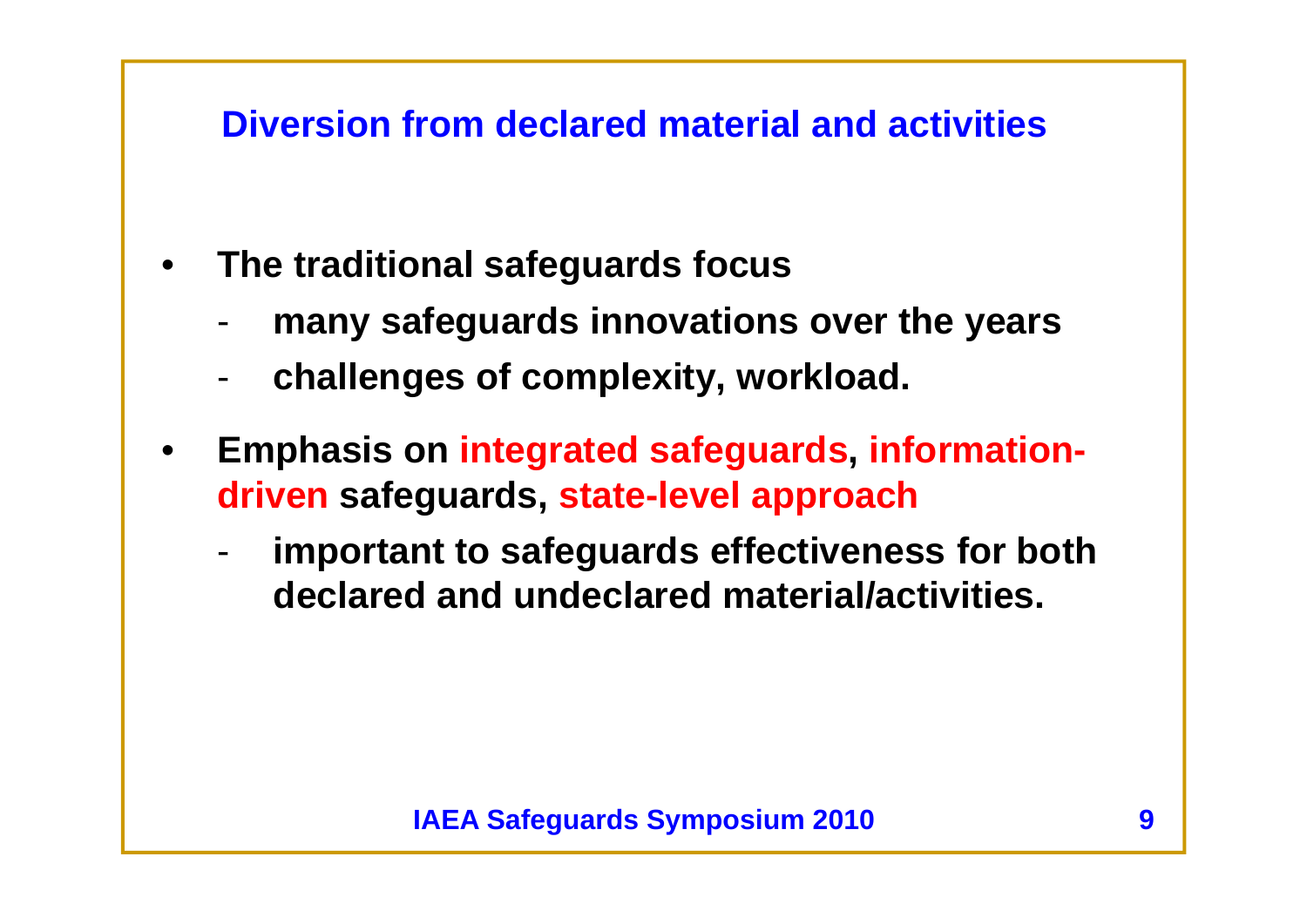## Diversion from declared material and activities

- **The traditional safeguards focus**
  - **many safeguards innovations over the years**
  - **challenges of complexity, workload.**
- **Emphasis on integrated safeguards, information-driven safeguards, state-level approach**
  - **important to safeguards effectiveness for both declared and undeclared material/activities.**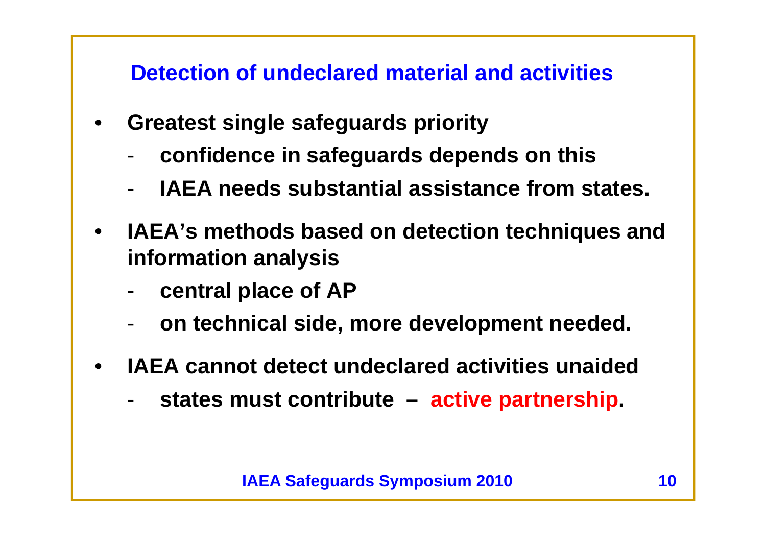## Detection of undeclared material and activities

- **Greatest single safeguards priority**
  - **confidence in safeguards depends on this**
  - **IAEA needs substantial assistance from states.**
- **IAEA's methods based on detection techniques and information analysis**
  - **central place of AP**
  - **on technical side, more development needed.**
- **IAEA cannot detect undeclared activities unaided**
  - **states must contribute – active partnership.**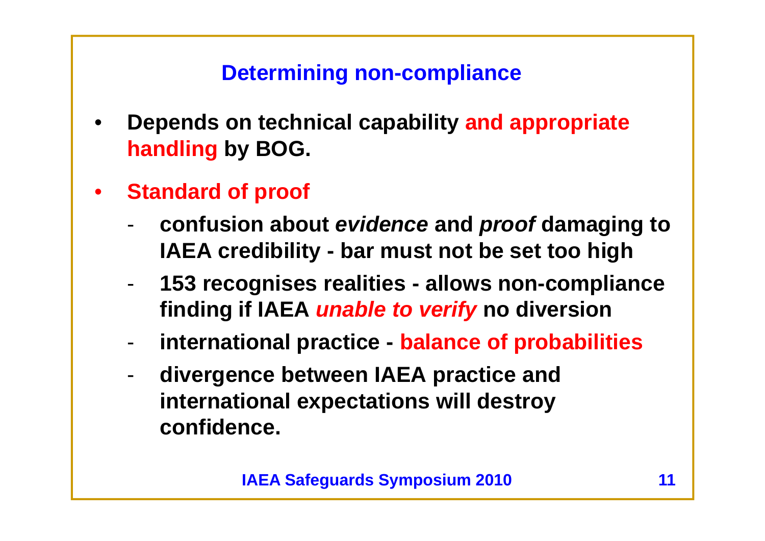## Determining non-compliance

- **Depends on technical capability and appropriate handling by BOG.**
- **Standard of proof**
  - **confusion about *evidence* and *proof* damaging to IAEA credibility - bar must not be set too high**
  - **153 recognises realities - allows non-compliance finding if IAEA *unable to verify* no diversion**
  - **international practice - balance of probabilities**
  - **divergence between IAEA practice and international expectations will destroy confidence.**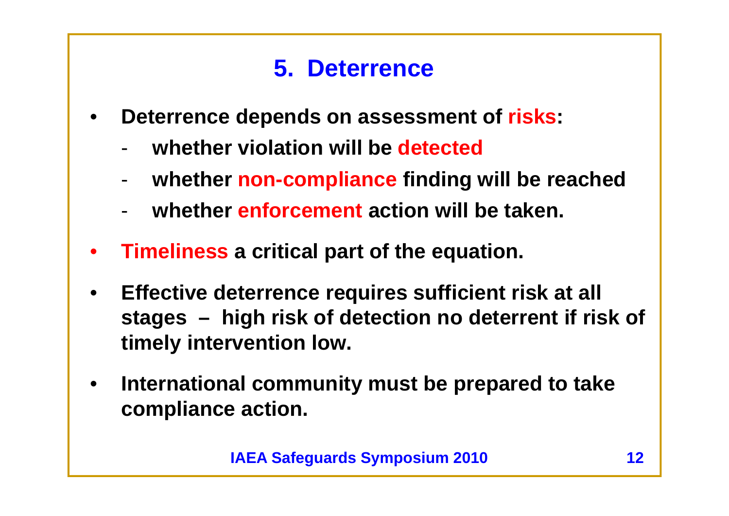# 5. Deterrence

- **Deterrence depends on assessment of risks:**
  - **whether violation will be detected**
  - **whether non-compliance finding will be reached**
  - **whether enforcement action will be taken.**
- **Timeliness a critical part of the equation.**
- **Effective deterrence requires sufficient risk at all stages – high risk of detection no deterrent if risk of timely intervention low.**
- **International community must be prepared to take compliance action.**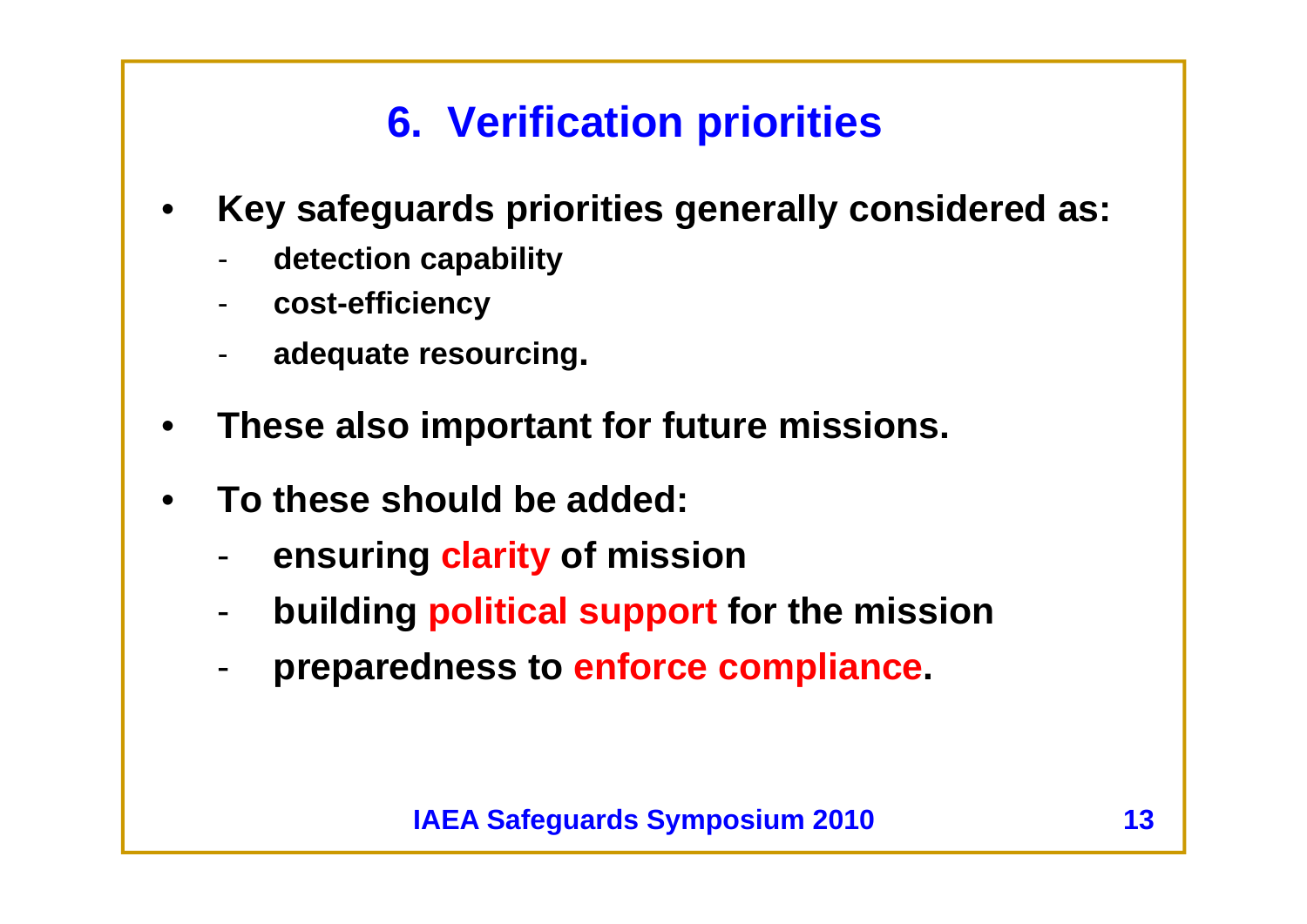# 6. Verification priorities

- **Key safeguards priorities generally considered as:**
  - **detection capability**
  - **cost-efficiency**
  - **adequate resourcing.**
- **These also important for future missions.**
- **To these should be added:**
  - **ensuring clarity of mission**
  - **building political support for the mission**
  - **preparedness to enforce compliance.**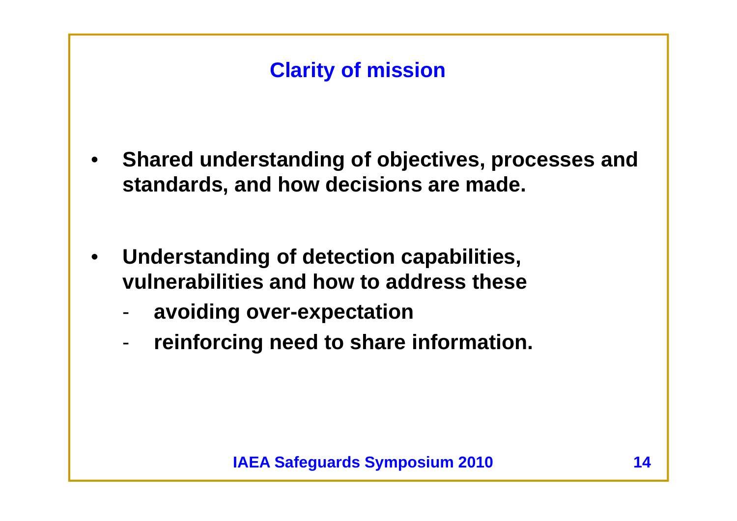## Clarity of mission

- **Shared understanding of objectives, processes and standards, and how decisions are made.**

- **Understanding of detection capabilities, vulnerabilities and how to address these**
  - **avoiding over-expectation**
  - **reinforcing need to share information.**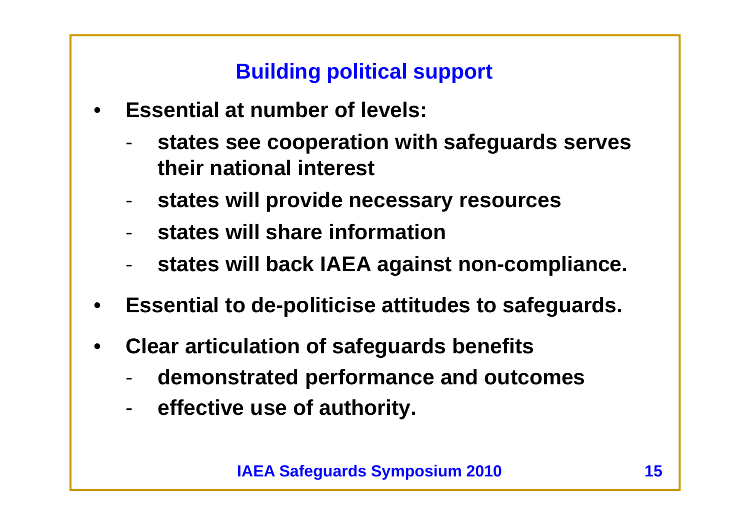## Building political support

- **Essential at number of levels:**
  - **states see cooperation with safeguards serves their national interest**
  - **states will provide necessary resources**
  - **states will share information**
  - **states will back IAEA against non-compliance.**
- **Essential to de-politicise attitudes to safeguards.**
- **Clear articulation of safeguards benefits**
  - **demonstrated performance and outcomes**
  - **effective use of authority.**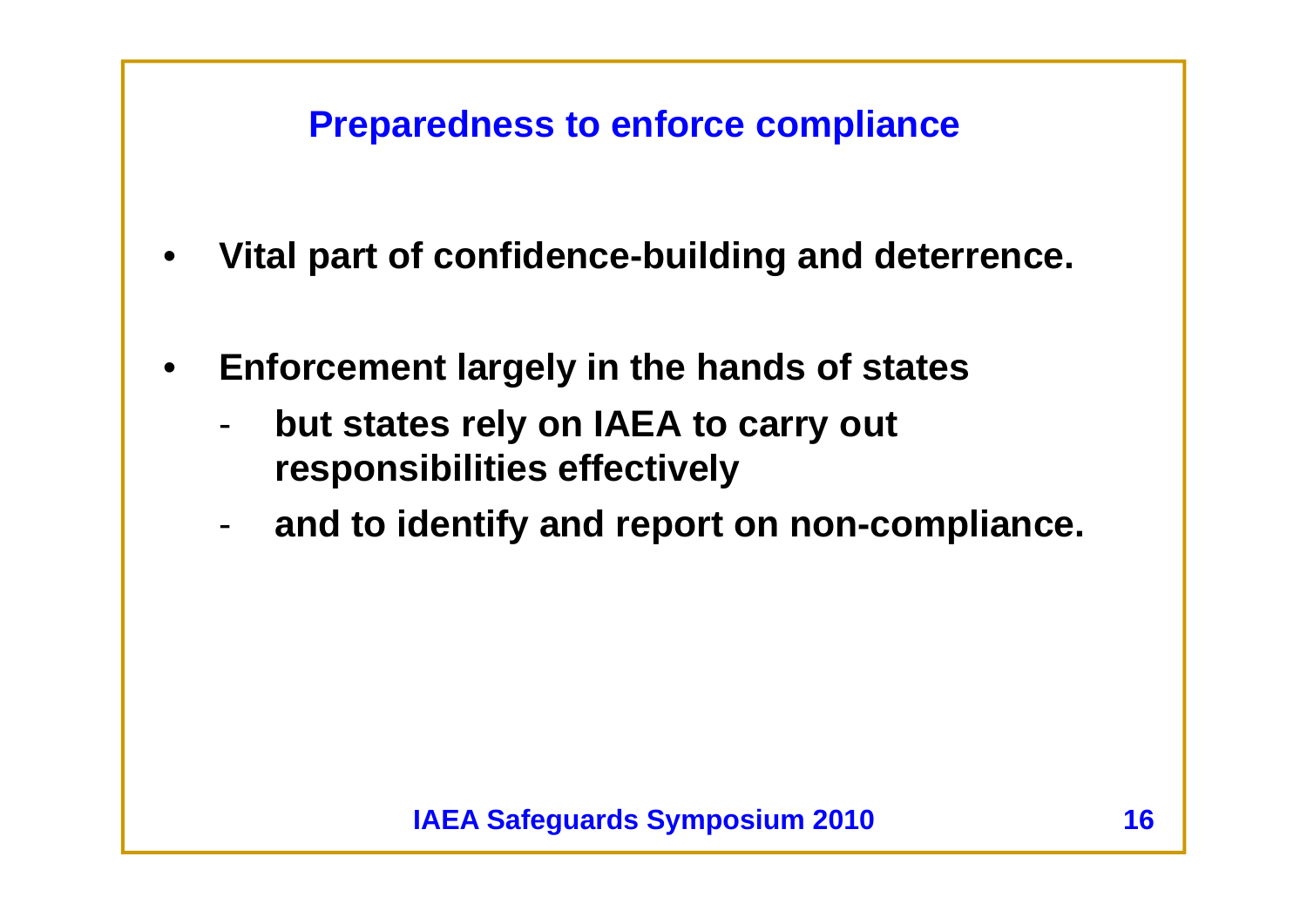## Preparedness to enforce compliance

- **Vital part of confidence-building and deterrence.**
- **Enforcement largely in the hands of states**
  - **but states rely on IAEA to carry out responsibilities effectively**
  - **and to identify and report on non-compliance.**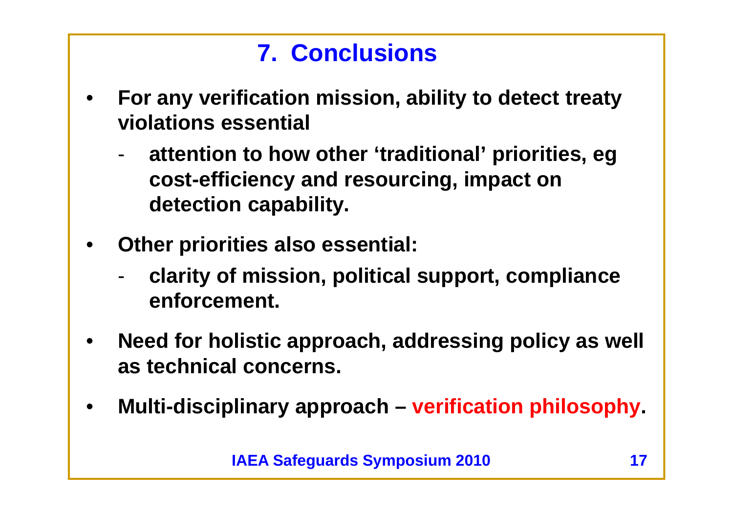# 7. Conclusions

- **For any verification mission, ability to detect treaty violations essential**
  - **attention to how other 'traditional' priorities, eg cost-efficiency and resourcing, impact on detection capability.**
- **Other priorities also essential:**
  - **clarity of mission, political support, compliance enforcement.**
- **Need for holistic approach, addressing policy as well as technical concerns.**
- **Multi-disciplinary approach – verification philosophy.**